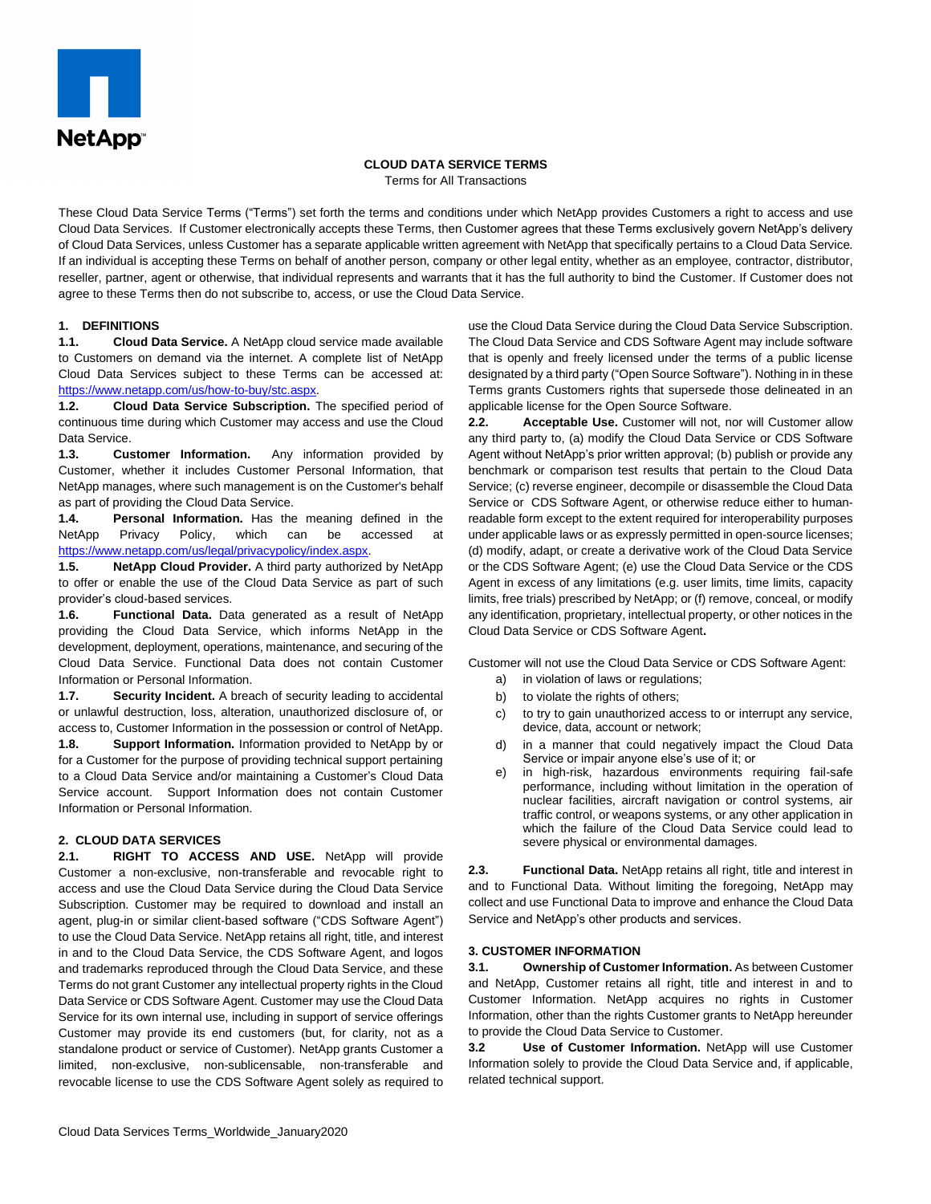**CLOUD DATA SERVICE TERMS**

Terms for All Transactions

These Cloud Data Service Terms ("Terms") set forth the terms and conditions under which NetApp provides Customers a right to access and use Cloud Data Services. If Customer electronically accepts these Terms, then Customer agrees that these Terms exclusively govern NetApp's delivery of Cloud Data Services, unless Customer has a separate applicable written agreement with NetApp that specifically pertains to a Cloud Data Service. If an individual is accepting these Terms on behalf of another person, company or other legal entity, whether as an employee, contractor, distributor, reseller, partner, agent or otherwise, that individual represents and warrants that it has the full authority to bind the Customer. If Customer does not agree to these Terms then do not subscribe to, access, or use the Cloud Data Service.

## 1. DEFINITIONS

**1.1. Cloud Data Service.** A NetApp cloud service made available to Customers on demand via the internet. A complete list of NetApp Cloud Data Services subject to these Terms can be accessed at: https://www.netapp.com/us/how-to-buy/stc.aspx.

**1.2. Cloud Data Service Subscription.** The specified period of continuous time during which Customer may access and use the Cloud Data Service.

**1.3. Customer Information.** Any information provided by Customer, whether it includes Customer Personal Information, that NetApp manages, where such management is on the Customer's behalf as part of providing the Cloud Data Service.

**1.4. Personal Information.** Has the meaning defined in the NetApp Privacy Policy, which can be accessed at https://www.netapp.com/us/legal/privacypolicy/index.aspx.

**1.5. NetApp Cloud Provider.** A third party authorized by NetApp to offer or enable the use of the Cloud Data Service as part of such provider's cloud-based services.

**1.6. Functional Data.** Data generated as a result of NetApp providing the Cloud Data Service, which informs NetApp in the development, deployment, operations, maintenance, and securing of the Cloud Data Service. Functional Data does not contain Customer Information or Personal Information.

**1.7. Security Incident.** A breach of security leading to accidental or unlawful destruction, loss, alteration, unauthorized disclosure of, or access to, Customer Information in the possession or control of NetApp.

**1.8. Support Information.** Information provided to NetApp by or for a Customer for the purpose of providing technical support pertaining to a Cloud Data Service and/or maintaining a Customer's Cloud Data Service account. Support Information does not contain Customer Information or Personal Information.

## 2. CLOUD DATA SERVICES

**2.1. RIGHT TO ACCESS AND USE.** NetApp will provide Customer a non-exclusive, non-transferable and revocable right to access and use the Cloud Data Service during the Cloud Data Service Subscription. Customer may be required to download and install an agent, plug-in or similar client-based software ("CDS Software Agent") to use the Cloud Data Service. NetApp retains all right, title, and interest in and to the Cloud Data Service, the CDS Software Agent, and logos and trademarks reproduced through the Cloud Data Service, and these Terms do not grant Customer any intellectual property rights in the Cloud Data Service or CDS Software Agent. Customer may use the Cloud Data Service for its own internal use, including in support of service offerings Customer may provide its end customers (but, for clarity, not as a standalone product or service of Customer). NetApp grants Customer a limited, non-exclusive, non-sublicensable, non-transferable and revocable license to use the CDS Software Agent solely as required to use the Cloud Data Service during the Cloud Data Service Subscription. The Cloud Data Service and CDS Software Agent may include software that is openly and freely licensed under the terms of a public license designated by a third party ("Open Source Software"). Nothing in in these Terms grants Customers rights that supersede those delineated in an applicable license for the Open Source Software.

**2.2. Acceptable Use.** Customer will not, nor will Customer allow any third party to, (a) modify the Cloud Data Service or CDS Software Agent without NetApp's prior written approval; (b) publish or provide any benchmark or comparison test results that pertain to the Cloud Data Service; (c) reverse engineer, decompile or disassemble the Cloud Data Service or CDS Software Agent, or otherwise reduce either to human-readable form except to the extent required for interoperability purposes under applicable laws or as expressly permitted in open-source licenses; (d) modify, adapt, or create a derivative work of the Cloud Data Service or the CDS Software Agent; (e) use the Cloud Data Service or the CDS Agent in excess of any limitations (e.g. user limits, time limits, capacity limits, free trials) prescribed by NetApp; or (f) remove, conceal, or modify any identification, proprietary, intellectual property, or other notices in the Cloud Data Service or CDS Software Agent**.**

Customer will not use the Cloud Data Service or CDS Software Agent:

a) in violation of laws or regulations;
b) to violate the rights of others;
c) to try to gain unauthorized access to or interrupt any service, device, data, account or network;
d) in a manner that could negatively impact the Cloud Data Service or impair anyone else's use of it; or
e) in high-risk, hazardous environments requiring fail-safe performance, including without limitation in the operation of nuclear facilities, aircraft navigation or control systems, air traffic control, or weapons systems, or any other application in which the failure of the Cloud Data Service could lead to severe physical or environmental damages.

**2.3. Functional Data.** NetApp retains all right, title and interest in and to Functional Data. Without limiting the foregoing, NetApp may collect and use Functional Data to improve and enhance the Cloud Data Service and NetApp's other products and services.

## 3. CUSTOMER INFORMATION

**3.1. Ownership of Customer Information.** As between Customer and NetApp, Customer retains all right, title and interest in and to Customer Information. NetApp acquires no rights in Customer Information, other than the rights Customer grants to NetApp hereunder to provide the Cloud Data Service to Customer.

**3.2 Use of Customer Information.** NetApp will use Customer Information solely to provide the Cloud Data Service and, if applicable, related technical support.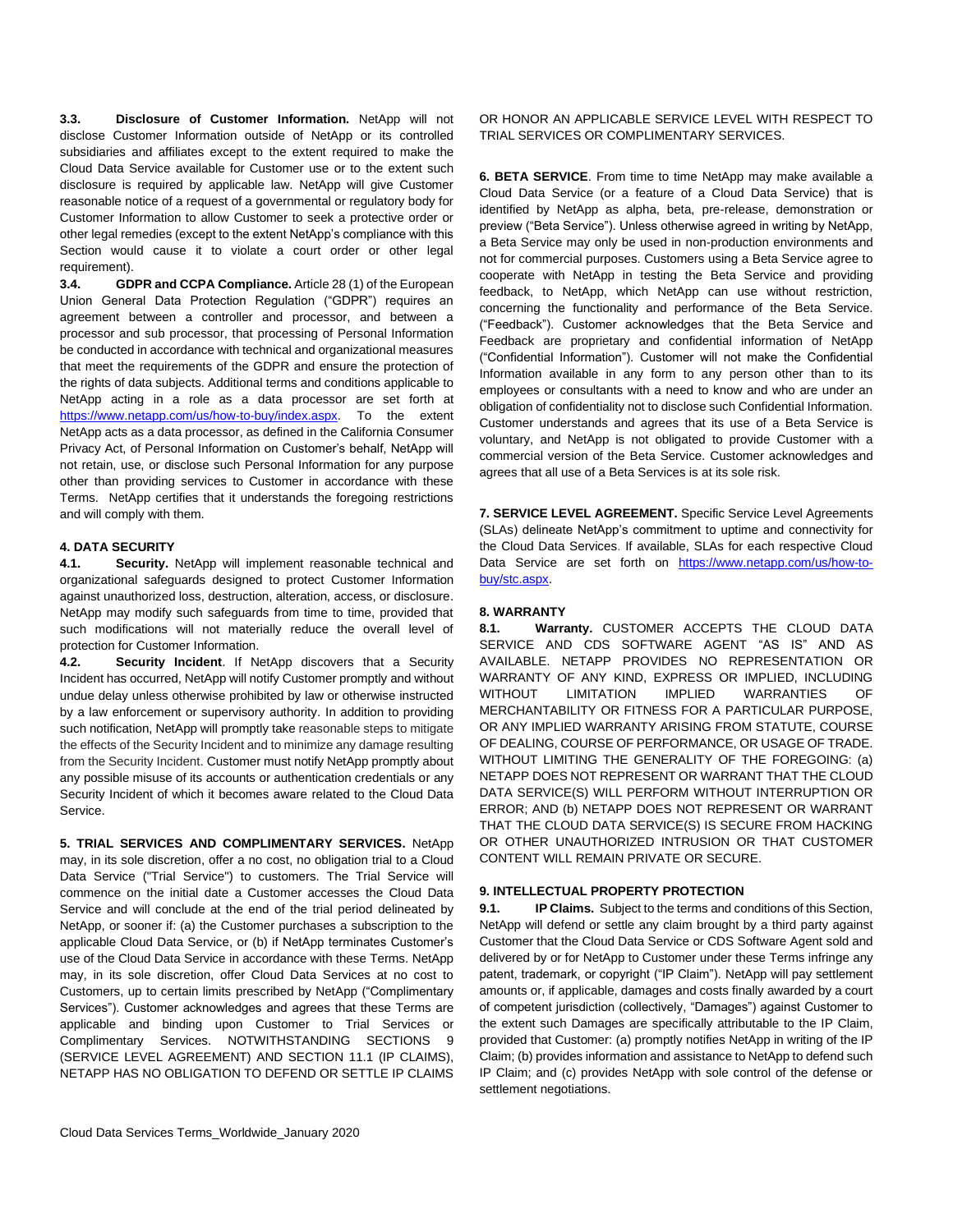**3.3. Disclosure of Customer Information.** NetApp will not disclose Customer Information outside of NetApp or its controlled subsidiaries and affiliates except to the extent required to make the Cloud Data Service available for Customer use or to the extent such disclosure is required by applicable law. NetApp will give Customer reasonable notice of a request of a governmental or regulatory body for Customer Information to allow Customer to seek a protective order or other legal remedies (except to the extent NetApp's compliance with this Section would cause it to violate a court order or other legal requirement).

**3.4. GDPR and CCPA Compliance.** Article 28 (1) of the European Union General Data Protection Regulation ("GDPR") requires an agreement between a controller and processor, and between a processor and sub processor, that processing of Personal Information be conducted in accordance with technical and organizational measures that meet the requirements of the GDPR and ensure the protection of the rights of data subjects. Additional terms and conditions applicable to NetApp acting in a role as a data processor are set forth at https://www.netapp.com/us/how-to-buy/index.aspx. To the extent NetApp acts as a data processor, as defined in the California Consumer Privacy Act, of Personal Information on Customer's behalf, NetApp will not retain, use, or disclose such Personal Information for any purpose other than providing services to Customer in accordance with these Terms. NetApp certifies that it understands the foregoing restrictions and will comply with them.

## 4. DATA SECURITY

**4.1. Security.** NetApp will implement reasonable technical and organizational safeguards designed to protect Customer Information against unauthorized loss, destruction, alteration, access, or disclosure. NetApp may modify such safeguards from time to time, provided that such modifications will not materially reduce the overall level of protection for Customer Information.

**4.2. Security Incident**. If NetApp discovers that a Security Incident has occurred, NetApp will notify Customer promptly and without undue delay unless otherwise prohibited by law or otherwise instructed by a law enforcement or supervisory authority. In addition to providing such notification, NetApp will promptly take reasonable steps to mitigate the effects of the Security Incident and to minimize any damage resulting from the Security Incident. Customer must notify NetApp promptly about any possible misuse of its accounts or authentication credentials or any Security Incident of which it becomes aware related to the Cloud Data Service.

**5. TRIAL SERVICES AND COMPLIMENTARY SERVICES.** NetApp may, in its sole discretion, offer a no cost, no obligation trial to a Cloud Data Service ("Trial Service") to customers. The Trial Service will commence on the initial date a Customer accesses the Cloud Data Service and will conclude at the end of the trial period delineated by NetApp, or sooner if: (a) the Customer purchases a subscription to the applicable Cloud Data Service, or (b) if NetApp terminates Customer's use of the Cloud Data Service in accordance with these Terms. NetApp may, in its sole discretion, offer Cloud Data Services at no cost to Customers, up to certain limits prescribed by NetApp ("Complimentary Services"). Customer acknowledges and agrees that these Terms are applicable and binding upon Customer to Trial Services or Complimentary Services. NOTWITHSTANDING SECTIONS 9 (SERVICE LEVEL AGREEMENT) AND SECTION 11.1 (IP CLAIMS), NETAPP HAS NO OBLIGATION TO DEFEND OR SETTLE IP CLAIMS OR HONOR AN APPLICABLE SERVICE LEVEL WITH RESPECT TO TRIAL SERVICES OR COMPLIMENTARY SERVICES.

**6. BETA SERVICE**. From time to time NetApp may make available a Cloud Data Service (or a feature of a Cloud Data Service) that is identified by NetApp as alpha, beta, pre-release, demonstration or preview ("Beta Service"). Unless otherwise agreed in writing by NetApp, a Beta Service may only be used in non-production environments and not for commercial purposes. Customers using a Beta Service agree to cooperate with NetApp in testing the Beta Service and providing feedback, to NetApp, which NetApp can use without restriction, concerning the functionality and performance of the Beta Service. ("Feedback"). Customer acknowledges that the Beta Service and Feedback are proprietary and confidential information of NetApp ("Confidential Information"). Customer will not make the Confidential Information available in any form to any person other than to its employees or consultants with a need to know and who are under an obligation of confidentiality not to disclose such Confidential Information. Customer understands and agrees that its use of a Beta Service is voluntary, and NetApp is not obligated to provide Customer with a commercial version of the Beta Service. Customer acknowledges and agrees that all use of a Beta Services is at its sole risk.

**7. SERVICE LEVEL AGREEMENT.** Specific Service Level Agreements (SLAs) delineate NetApp's commitment to uptime and connectivity for the Cloud Data Services. If available, SLAs for each respective Cloud Data Service are set forth on https://www.netapp.com/us/how-to-buy/stc.aspx.

## 8. WARRANTY

**8.1. Warranty.** CUSTOMER ACCEPTS THE CLOUD DATA SERVICE AND CDS SOFTWARE AGENT "AS IS" AND AS AVAILABLE. NETAPP PROVIDES NO REPRESENTATION OR WARRANTY OF ANY KIND, EXPRESS OR IMPLIED, INCLUDING WITHOUT LIMITATION IMPLIED WARRANTIES OF MERCHANTABILITY OR FITNESS FOR A PARTICULAR PURPOSE, OR ANY IMPLIED WARRANTY ARISING FROM STATUTE, COURSE OF DEALING, COURSE OF PERFORMANCE, OR USAGE OF TRADE. WITHOUT LIMITING THE GENERALITY OF THE FOREGOING: (a) NETAPP DOES NOT REPRESENT OR WARRANT THAT THE CLOUD DATA SERVICE(S) WILL PERFORM WITHOUT INTERRUPTION OR ERROR; AND (b) NETAPP DOES NOT REPRESENT OR WARRANT THAT THE CLOUD DATA SERVICE(S) IS SECURE FROM HACKING OR OTHER UNAUTHORIZED INTRUSION OR THAT CUSTOMER CONTENT WILL REMAIN PRIVATE OR SECURE.

## 9. INTELLECTUAL PROPERTY PROTECTION

**9.1. IP Claims.** Subject to the terms and conditions of this Section, NetApp will defend or settle any claim brought by a third party against Customer that the Cloud Data Service or CDS Software Agent sold and delivered by or for NetApp to Customer under these Terms infringe any patent, trademark, or copyright ("IP Claim"). NetApp will pay settlement amounts or, if applicable, damages and costs finally awarded by a court of competent jurisdiction (collectively, "Damages") against Customer to the extent such Damages are specifically attributable to the IP Claim, provided that Customer: (a) promptly notifies NetApp in writing of the IP Claim; (b) provides information and assistance to NetApp to defend such IP Claim; and (c) provides NetApp with sole control of the defense or settlement negotiations.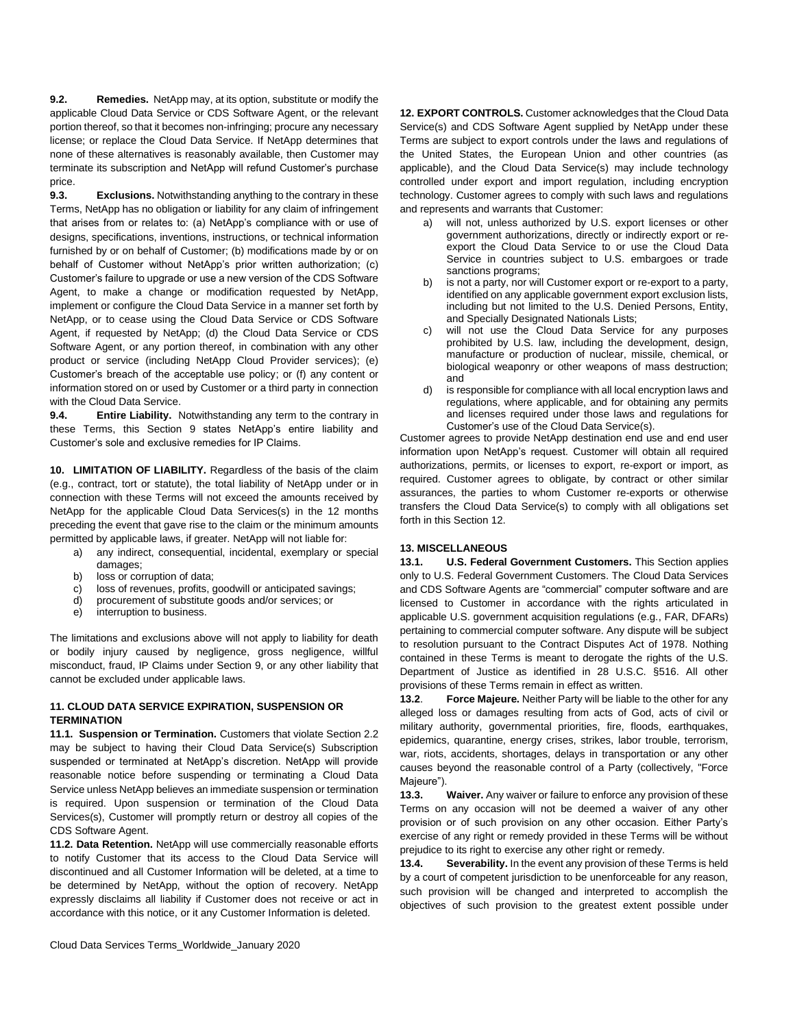**9.2. Remedies.** NetApp may, at its option, substitute or modify the applicable Cloud Data Service or CDS Software Agent, or the relevant portion thereof, so that it becomes non-infringing; procure any necessary license; or replace the Cloud Data Service. If NetApp determines that none of these alternatives is reasonably available, then Customer may terminate its subscription and NetApp will refund Customer's purchase price.

**9.3. Exclusions.** Notwithstanding anything to the contrary in these Terms, NetApp has no obligation or liability for any claim of infringement that arises from or relates to: (a) NetApp's compliance with or use of designs, specifications, inventions, instructions, or technical information furnished by or on behalf of Customer; (b) modifications made by or on behalf of Customer without NetApp's prior written authorization; (c) Customer's failure to upgrade or use a new version of the CDS Software Agent, to make a change or modification requested by NetApp, implement or configure the Cloud Data Service in a manner set forth by NetApp, or to cease using the Cloud Data Service or CDS Software Agent, if requested by NetApp; (d) the Cloud Data Service or CDS Software Agent, or any portion thereof, in combination with any other product or service (including NetApp Cloud Provider services); (e) Customer's breach of the acceptable use policy; or (f) any content or information stored on or used by Customer or a third party in connection with the Cloud Data Service.

**9.4. Entire Liability.** Notwithstanding any term to the contrary in these Terms, this Section 9 states NetApp's entire liability and Customer's sole and exclusive remedies for IP Claims.

**10. LIMITATION OF LIABILITY.** Regardless of the basis of the claim (e.g., contract, tort or statute), the total liability of NetApp under or in connection with these Terms will not exceed the amounts received by NetApp for the applicable Cloud Data Services(s) in the 12 months preceding the event that gave rise to the claim or the minimum amounts permitted by applicable laws, if greater. NetApp will not liable for:

a) any indirect, consequential, incidental, exemplary or special damages;
b) loss or corruption of data;
c) loss of revenues, profits, goodwill or anticipated savings;
d) procurement of substitute goods and/or services; or
e) interruption to business.

The limitations and exclusions above will not apply to liability for death or bodily injury caused by negligence, gross negligence, willful misconduct, fraud, IP Claims under Section 9, or any other liability that cannot be excluded under applicable laws.

**11. CLOUD DATA SERVICE EXPIRATION, SUSPENSION OR TERMINATION**

**11.1. Suspension or Termination.** Customers that violate Section 2.2 may be subject to having their Cloud Data Service(s) Subscription suspended or terminated at NetApp's discretion. NetApp will provide reasonable notice before suspending or terminating a Cloud Data Service unless NetApp believes an immediate suspension or termination is required. Upon suspension or termination of the Cloud Data Services(s), Customer will promptly return or destroy all copies of the CDS Software Agent.

**11.2. Data Retention.** NetApp will use commercially reasonable efforts to notify Customer that its access to the Cloud Data Service will discontinued and all Customer Information will be deleted, at a time to be determined by NetApp, without the option of recovery. NetApp expressly disclaims all liability if Customer does not receive or act in accordance with this notice, or it any Customer Information is deleted.

**12. EXPORT CONTROLS.** Customer acknowledges that the Cloud Data Service(s) and CDS Software Agent supplied by NetApp under these Terms are subject to export controls under the laws and regulations of the United States, the European Union and other countries (as applicable), and the Cloud Data Service(s) may include technology controlled under export and import regulation, including encryption technology. Customer agrees to comply with such laws and regulations and represents and warrants that Customer:

a) will not, unless authorized by U.S. export licenses or other government authorizations, directly or indirectly export or re-export the Cloud Data Service to or use the Cloud Data Service in countries subject to U.S. embargoes or trade sanctions programs;
b) is not a party, nor will Customer export or re-export to a party, identified on any applicable government export exclusion lists, including but not limited to the U.S. Denied Persons, Entity, and Specially Designated Nationals Lists;
c) will not use the Cloud Data Service for any purposes prohibited by U.S. law, including the development, design, manufacture or production of nuclear, missile, chemical, or biological weaponry or other weapons of mass destruction; and
d) is responsible for compliance with all local encryption laws and regulations, where applicable, and for obtaining any permits and licenses required under those laws and regulations for Customer's use of the Cloud Data Service(s).

Customer agrees to provide NetApp destination end use and end user information upon NetApp's request. Customer will obtain all required authorizations, permits, or licenses to export, re-export or import, as required. Customer agrees to obligate, by contract or other similar assurances, the parties to whom Customer re-exports or otherwise transfers the Cloud Data Service(s) to comply with all obligations set forth in this Section 12.

**13. MISCELLANEOUS**

**13.1. U.S. Federal Government Customers.** This Section applies only to U.S. Federal Government Customers. The Cloud Data Services and CDS Software Agents are "commercial" computer software and are licensed to Customer in accordance with the rights articulated in applicable U.S. government acquisition regulations (e.g., FAR, DFARs) pertaining to commercial computer software. Any dispute will be subject to resolution pursuant to the Contract Disputes Act of 1978. Nothing contained in these Terms is meant to derogate the rights of the U.S. Department of Justice as identified in 28 U.S.C. §516. All other provisions of these Terms remain in effect as written.

**13.2. Force Majeure.** Neither Party will be liable to the other for any alleged loss or damages resulting from acts of God, acts of civil or military authority, governmental priorities, fire, floods, earthquakes, epidemics, quarantine, energy crises, strikes, labor trouble, terrorism, war, riots, accidents, shortages, delays in transportation or any other causes beyond the reasonable control of a Party (collectively, "Force Majeure").

**13.3. Waiver.** Any waiver or failure to enforce any provision of these Terms on any occasion will not be deemed a waiver of any other provision or of such provision on any other occasion. Either Party's exercise of any right or remedy provided in these Terms will be without prejudice to its right to exercise any other right or remedy.

**13.4. Severability.** In the event any provision of these Terms is held by a court of competent jurisdiction to be unenforceable for any reason, such provision will be changed and interpreted to accomplish the objectives of such provision to the greatest extent possible under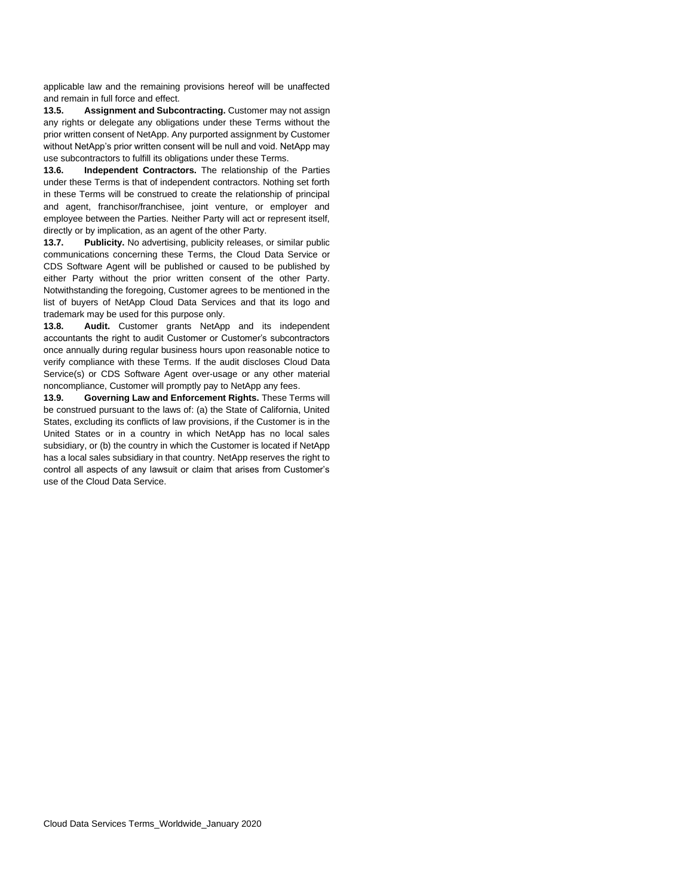applicable law and the remaining provisions hereof will be unaffected and remain in full force and effect.

**13.5. Assignment and Subcontracting.** Customer may not assign any rights or delegate any obligations under these Terms without the prior written consent of NetApp. Any purported assignment by Customer without NetApp's prior written consent will be null and void. NetApp may use subcontractors to fulfill its obligations under these Terms.

**13.6. Independent Contractors.** The relationship of the Parties under these Terms is that of independent contractors. Nothing set forth in these Terms will be construed to create the relationship of principal and agent, franchisor/franchisee, joint venture, or employer and employee between the Parties. Neither Party will act or represent itself, directly or by implication, as an agent of the other Party.

**13.7. Publicity.** No advertising, publicity releases, or similar public communications concerning these Terms, the Cloud Data Service or CDS Software Agent will be published or caused to be published by either Party without the prior written consent of the other Party. Notwithstanding the foregoing, Customer agrees to be mentioned in the list of buyers of NetApp Cloud Data Services and that its logo and trademark may be used for this purpose only.

**13.8. Audit.** Customer grants NetApp and its independent accountants the right to audit Customer or Customer's subcontractors once annually during regular business hours upon reasonable notice to verify compliance with these Terms. If the audit discloses Cloud Data Service(s) or CDS Software Agent over-usage or any other material noncompliance, Customer will promptly pay to NetApp any fees.

**13.9. Governing Law and Enforcement Rights.** These Terms will be construed pursuant to the laws of: (a) the State of California, United States, excluding its conflicts of law provisions, if the Customer is in the United States or in a country in which NetApp has no local sales subsidiary, or (b) the country in which the Customer is located if NetApp has a local sales subsidiary in that country. NetApp reserves the right to control all aspects of any lawsuit or claim that arises from Customer's use of the Cloud Data Service.